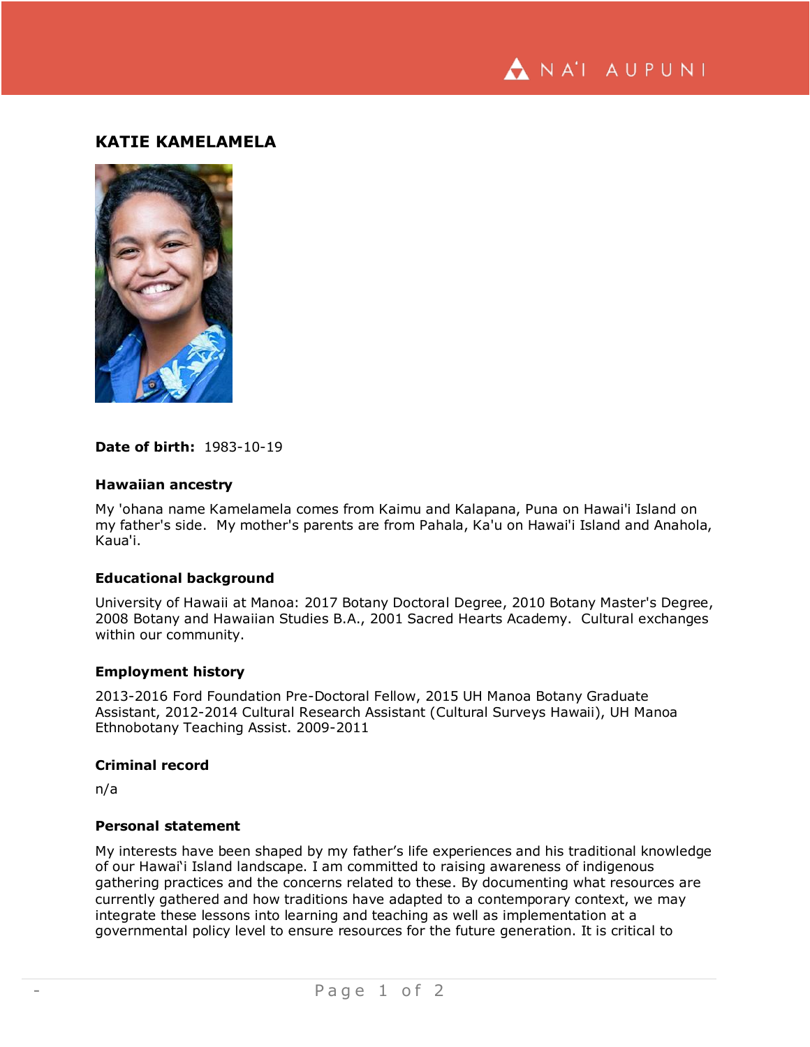# KATIE KAMELAMELA

**Date of birth:** 1983-10-19

### Hawaiian ancestry

My 'ohana name Kamelamela comes from Kaimu and Kalapana, Puna on Hawai'i Island on my father's side. My mother's parents are from Pahala, Ka'u on Hawai'i Island and Anahola, Kaua'i.

### Educational background

University of Hawaii at Manoa: 2017 Botany Doctoral Degree, 2010 Botany Master's Degree, 2008 Botany and Hawaiian Studies B.A., 2001 Sacred Hearts Academy. Cultural exchanges within our community.

### Employment history

2013-2016 Ford Foundation Pre-Doctoral Fellow, 2015 UH Manoa Botany Graduate Assistant, 2012-2014 Cultural Research Assistant (Cultural Surveys Hawaii), UH Manoa Ethnobotany Teaching Assist. 2009-2011

### Criminal record

n/a

### Personal statement

My interests have been shaped by my father's life experiences and his traditional knowledge of our Hawaiʻi Island landscape. I am committed to raising awareness of indigenous gathering practices and the concerns related to these. By documenting what resources are currently gathered and how traditions have adapted to a contemporary context, we may integrate these lessons into learning and teaching as well as implementation at a governmental policy level to ensure resources for the future generation. It is critical to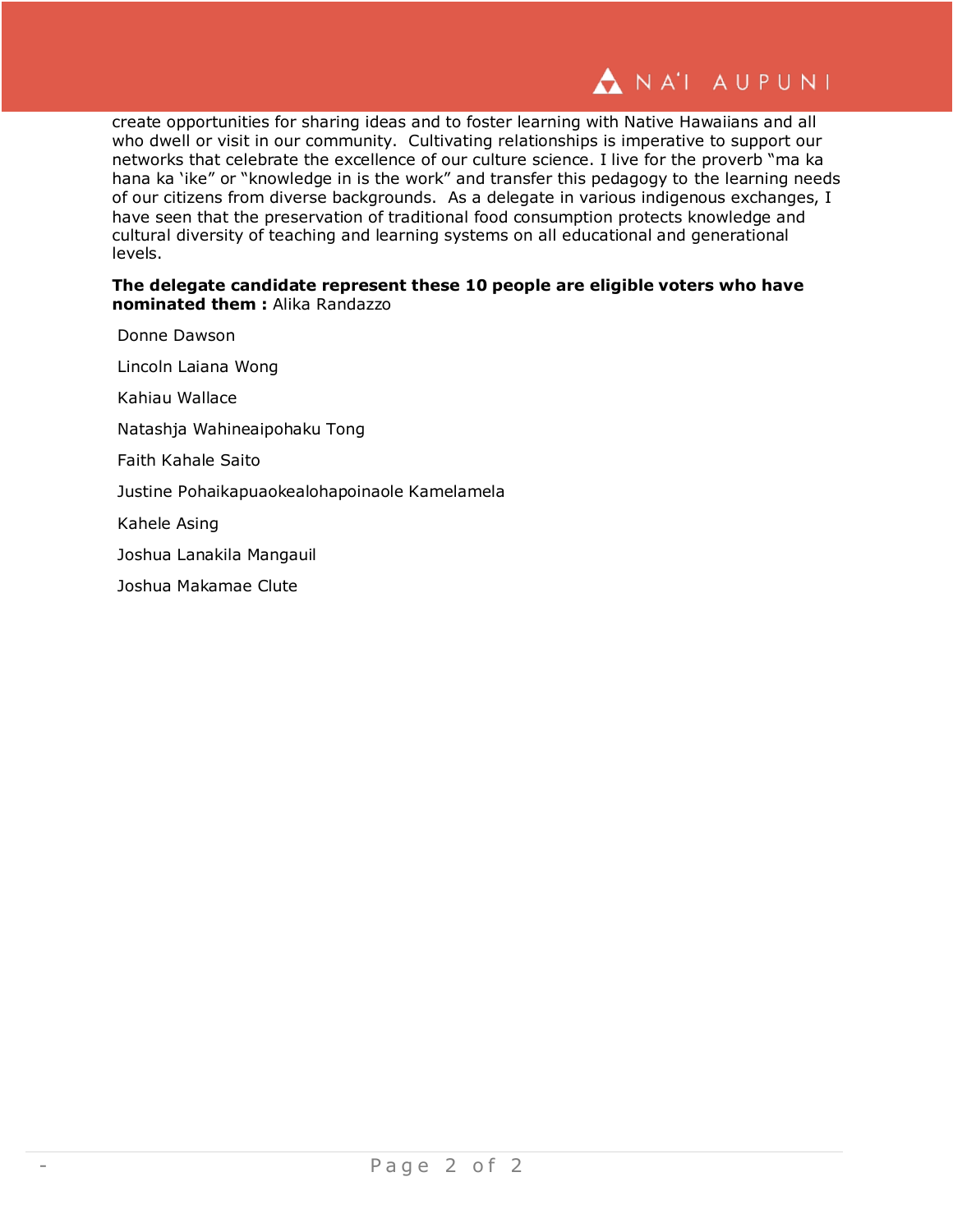create opportunities for sharing ideas and to foster learning with Native Hawaiians and all who dwell or visit in our community. Cultivating relationships is imperative to support our networks that celebrate the excellence of our culture science. I live for the proverb "ma ka hana ka 'ike" or "knowledge in is the work" and transfer this pedagogy to the learning needs of our citizens from diverse backgrounds. As a delegate in various indigenous exchanges, I have seen that the preservation of traditional food consumption protects knowledge and cultural diversity of teaching and learning systems on all educational and generational levels.

**The delegate candidate represent these 10 people are eligible voters who have nominated them :** Alika Randazzo

Donne Dawson

Lincoln Laiana Wong

Kahiau Wallace

Natashja Wahineaipohaku Tong

Faith Kahale Saito

Justine Pohaikapuaokealohapoinaole Kamelamela

Kahele Asing

Joshua Lanakila Mangauil

Joshua Makamae Clute